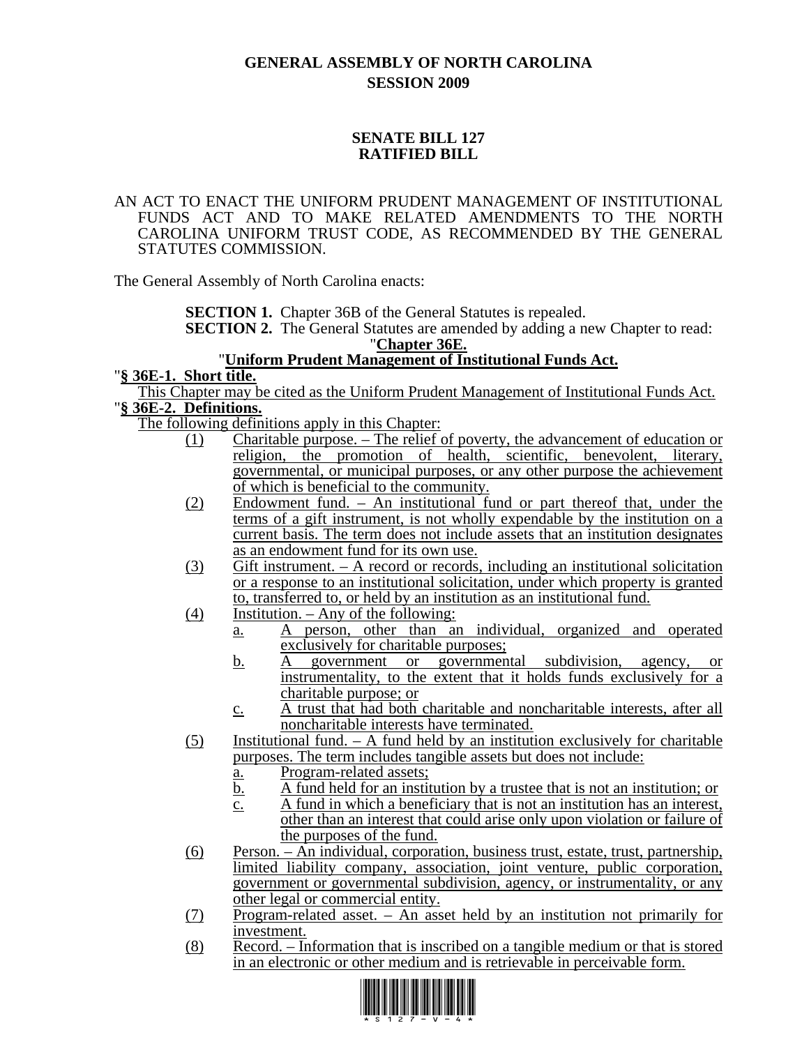# GENERAL ASSEMBLY OF NORTH CAROLINA
## SESSION 2009

## SENATE BILL 127
## RATIFIED BILL

AN ACT TO ENACT THE UNIFORM PRUDENT MANAGEMENT OF INSTITUTIONAL FUNDS ACT AND TO MAKE RELATED AMENDMENTS TO THE NORTH CAROLINA UNIFORM TRUST CODE, AS RECOMMENDED BY THE GENERAL STATUTES COMMISSION.

The General Assembly of North Carolina enacts:

**SECTION 1.** Chapter 36B of the General Statutes is repealed.

**SECTION 2.** The General Statutes are amended by adding a new Chapter to read:

"**Chapter 36E.**

"**Uniform Prudent Management of Institutional Funds Act.**

"**§ 36E-1. Short title.**

This Chapter may be cited as the Uniform Prudent Management of Institutional Funds Act.

"**§ 36E-2. Definitions.**

The following definitions apply in this Chapter:

(1) Charitable purpose. – The relief of poverty, the advancement of education or religion, the promotion of health, scientific, benevolent, literary, governmental, or municipal purposes, or any other purpose the achievement of which is beneficial to the community.

(2) Endowment fund. – An institutional fund or part thereof that, under the terms of a gift instrument, is not wholly expendable by the institution on a current basis. The term does not include assets that an institution designates as an endowment fund for its own use.

(3) Gift instrument. – A record or records, including an institutional solicitation or a response to an institutional solicitation, under which property is granted to, transferred to, or held by an institution as an institutional fund.

(4) Institution. – Any of the following:
   a. A person, other than an individual, organized and operated exclusively for charitable purposes;
   b. A government or governmental subdivision, agency, or instrumentality, to the extent that it holds funds exclusively for a charitable purpose; or
   c. A trust that had both charitable and noncharitable interests, after all noncharitable interests have terminated.

(5) Institutional fund. – A fund held by an institution exclusively for charitable purposes. The term includes tangible assets but does not include:
   a. Program-related assets;
   b. A fund held for an institution by a trustee that is not an institution; or
   c. A fund in which a beneficiary that is not an institution has an interest, other than an interest that could arise only upon violation or failure of the purposes of the fund.

(6) Person. – An individual, corporation, business trust, estate, trust, partnership, limited liability company, association, joint venture, public corporation, government or governmental subdivision, agency, or instrumentality, or any other legal or commercial entity.

(7) Program-related asset. – An asset held by an institution not primarily for investment.

(8) Record. – Information that is inscribed on a tangible medium or that is stored in an electronic or other medium and is retrievable in perceivable form.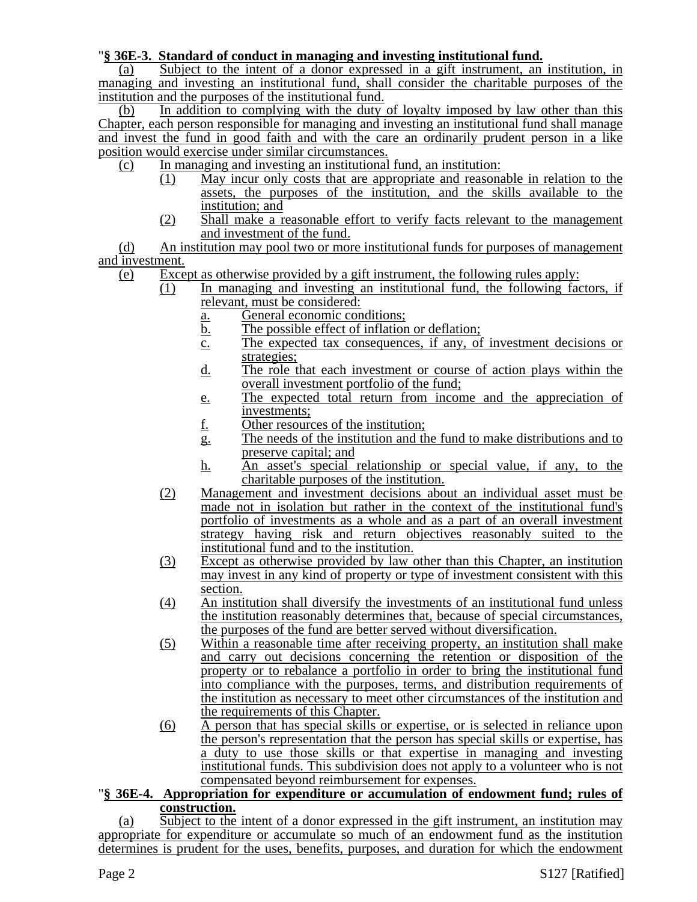"**§ 36E-3. Standard of conduct in managing and investing institutional fund.**

(a) Subject to the intent of a donor expressed in a gift instrument, an institution, in managing and investing an institutional fund, shall consider the charitable purposes of the institution and the purposes of the institutional fund.

(b) In addition to complying with the duty of loyalty imposed by law other than this Chapter, each person responsible for managing and investing an institutional fund shall manage and invest the fund in good faith and with the care an ordinarily prudent person in a like position would exercise under similar circumstances.

(c) In managing and investing an institutional fund, an institution:

- (1) May incur only costs that are appropriate and reasonable in relation to the assets, the purposes of the institution, and the skills available to the institution; and
- (2) Shall make a reasonable effort to verify facts relevant to the management and investment of the fund.

(d) An institution may pool two or more institutional funds for purposes of management and investment.

(e) Except as otherwise provided by a gift instrument, the following rules apply:

- (1) In managing and investing an institutional fund, the following factors, if relevant, must be considered:
  - a. General economic conditions;
  - b. The possible effect of inflation or deflation;
  - c. The expected tax consequences, if any, of investment decisions or strategies;
  - d. The role that each investment or course of action plays within the overall investment portfolio of the fund;
  - e. The expected total return from income and the appreciation of investments;
  - f. Other resources of the institution;
  - g. The needs of the institution and the fund to make distributions and to preserve capital; and
  - h. An asset's special relationship or special value, if any, to the charitable purposes of the institution.
- (2) Management and investment decisions about an individual asset must be made not in isolation but rather in the context of the institutional fund's portfolio of investments as a whole and as a part of an overall investment strategy having risk and return objectives reasonably suited to the institutional fund and to the institution.
- (3) Except as otherwise provided by law other than this Chapter, an institution may invest in any kind of property or type of investment consistent with this section.
- (4) An institution shall diversify the investments of an institutional fund unless the institution reasonably determines that, because of special circumstances, the purposes of the fund are better served without diversification.
- (5) Within a reasonable time after receiving property, an institution shall make and carry out decisions concerning the retention or disposition of the property or to rebalance a portfolio in order to bring the institutional fund into compliance with the purposes, terms, and distribution requirements of the institution as necessary to meet other circumstances of the institution and the requirements of this Chapter.
- (6) A person that has special skills or expertise, or is selected in reliance upon the person's representation that the person has special skills or expertise, has a duty to use those skills or that expertise in managing and investing institutional funds. This subdivision does not apply to a volunteer who is not compensated beyond reimbursement for expenses.

"**§ 36E-4. Appropriation for expenditure or accumulation of endowment fund; rules of construction.**

(a) Subject to the intent of a donor expressed in the gift instrument, an institution may appropriate for expenditure or accumulate so much of an endowment fund as the institution determines is prudent for the uses, benefits, purposes, and duration for which the endowment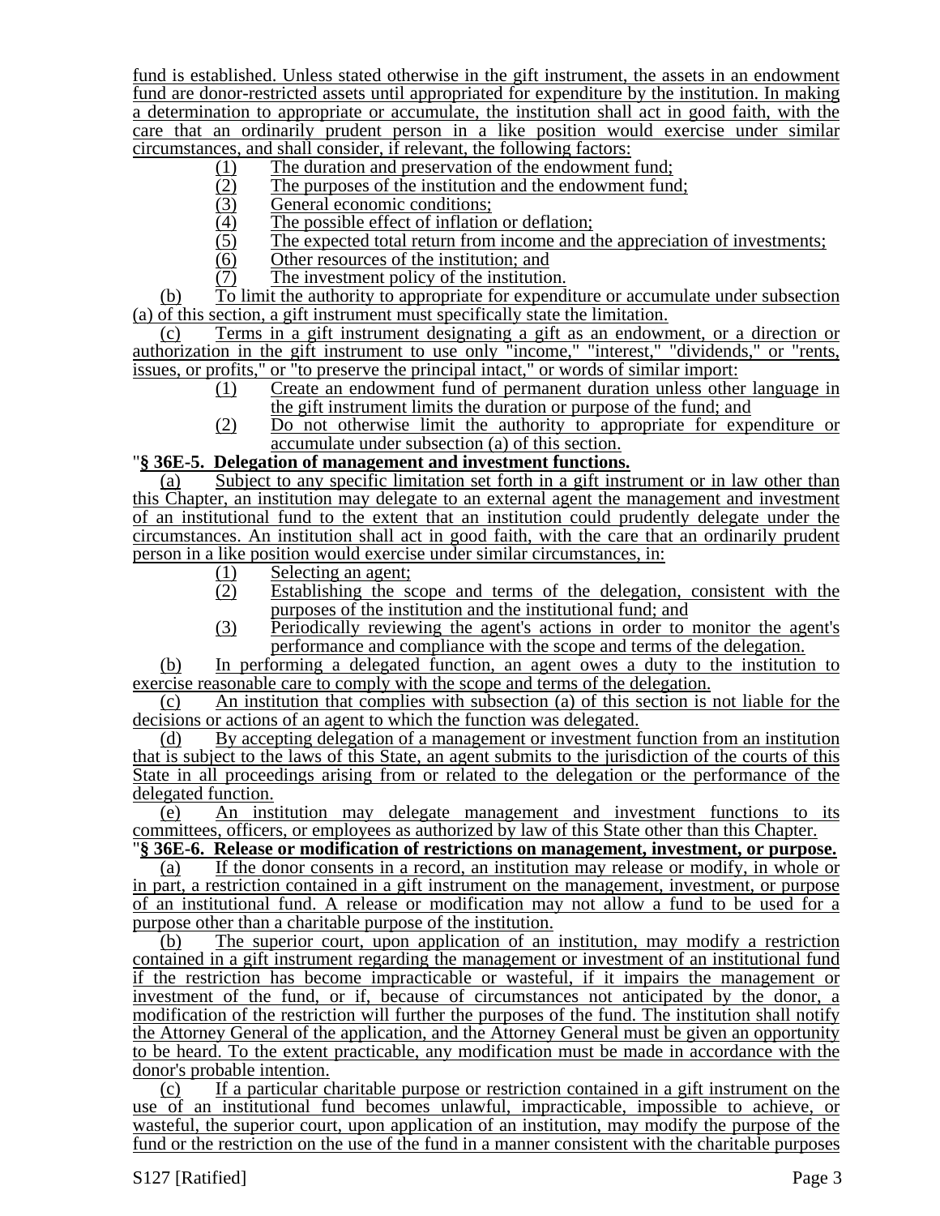fund is established. Unless stated otherwise in the gift instrument, the assets in an endowment fund are donor-restricted assets until appropriated for expenditure by the institution. In making a determination to appropriate or accumulate, the institution shall act in good faith, with the care that an ordinarily prudent person in a like position would exercise under similar circumstances, and shall consider, if relevant, the following factors:

(1) The duration and preservation of the endowment fund;
(2) The purposes of the institution and the endowment fund;
(3) General economic conditions;
(4) The possible effect of inflation or deflation;
(5) The expected total return from income and the appreciation of investments;
(6) Other resources of the institution; and
(7) The investment policy of the institution.

(b) To limit the authority to appropriate for expenditure or accumulate under subsection (a) of this section, a gift instrument must specifically state the limitation.

(c) Terms in a gift instrument designating a gift as an endowment, or a direction or authorization in the gift instrument to use only "income," "interest," "dividends," or "rents, issues, or profits," or "to preserve the principal intact," or words of similar import:

(1) Create an endowment fund of permanent duration unless other language in the gift instrument limits the duration or purpose of the fund; and
(2) Do not otherwise limit the authority to appropriate for expenditure or accumulate under subsection (a) of this section.

"**§ 36E-5. Delegation of management and investment functions.**

(a) Subject to any specific limitation set forth in a gift instrument or in law other than this Chapter, an institution may delegate to an external agent the management and investment of an institutional fund to the extent that an institution could prudently delegate under the circumstances. An institution shall act in good faith, with the care that an ordinarily prudent person in a like position would exercise under similar circumstances, in:

(1) Selecting an agent;
(2) Establishing the scope and terms of the delegation, consistent with the purposes of the institution and the institutional fund; and
(3) Periodically reviewing the agent's actions in order to monitor the agent's performance and compliance with the scope and terms of the delegation.

(b) In performing a delegated function, an agent owes a duty to the institution to exercise reasonable care to comply with the scope and terms of the delegation.

(c) An institution that complies with subsection (a) of this section is not liable for the decisions or actions of an agent to which the function was delegated.

(d) By accepting delegation of a management or investment function from an institution that is subject to the laws of this State, an agent submits to the jurisdiction of the courts of this State in all proceedings arising from or related to the delegation or the performance of the delegated function.

(e) An institution may delegate management and investment functions to its committees, officers, or employees as authorized by law of this State other than this Chapter.

"**§ 36E-6. Release or modification of restrictions on management, investment, or purpose.**

(a) If the donor consents in a record, an institution may release or modify, in whole or in part, a restriction contained in a gift instrument on the management, investment, or purpose of an institutional fund. A release or modification may not allow a fund to be used for a purpose other than a charitable purpose of the institution.

(b) The superior court, upon application of an institution, may modify a restriction contained in a gift instrument regarding the management or investment of an institutional fund if the restriction has become impracticable or wasteful, if it impairs the management or investment of the fund, or if, because of circumstances not anticipated by the donor, a modification of the restriction will further the purposes of the fund. The institution shall notify the Attorney General of the application, and the Attorney General must be given an opportunity to be heard. To the extent practicable, any modification must be made in accordance with the donor's probable intention.

(c) If a particular charitable purpose or restriction contained in a gift instrument on the use of an institutional fund becomes unlawful, impracticable, impossible to achieve, or wasteful, the superior court, upon application of an institution, may modify the purpose of the fund or the restriction on the use of the fund in a manner consistent with the charitable purposes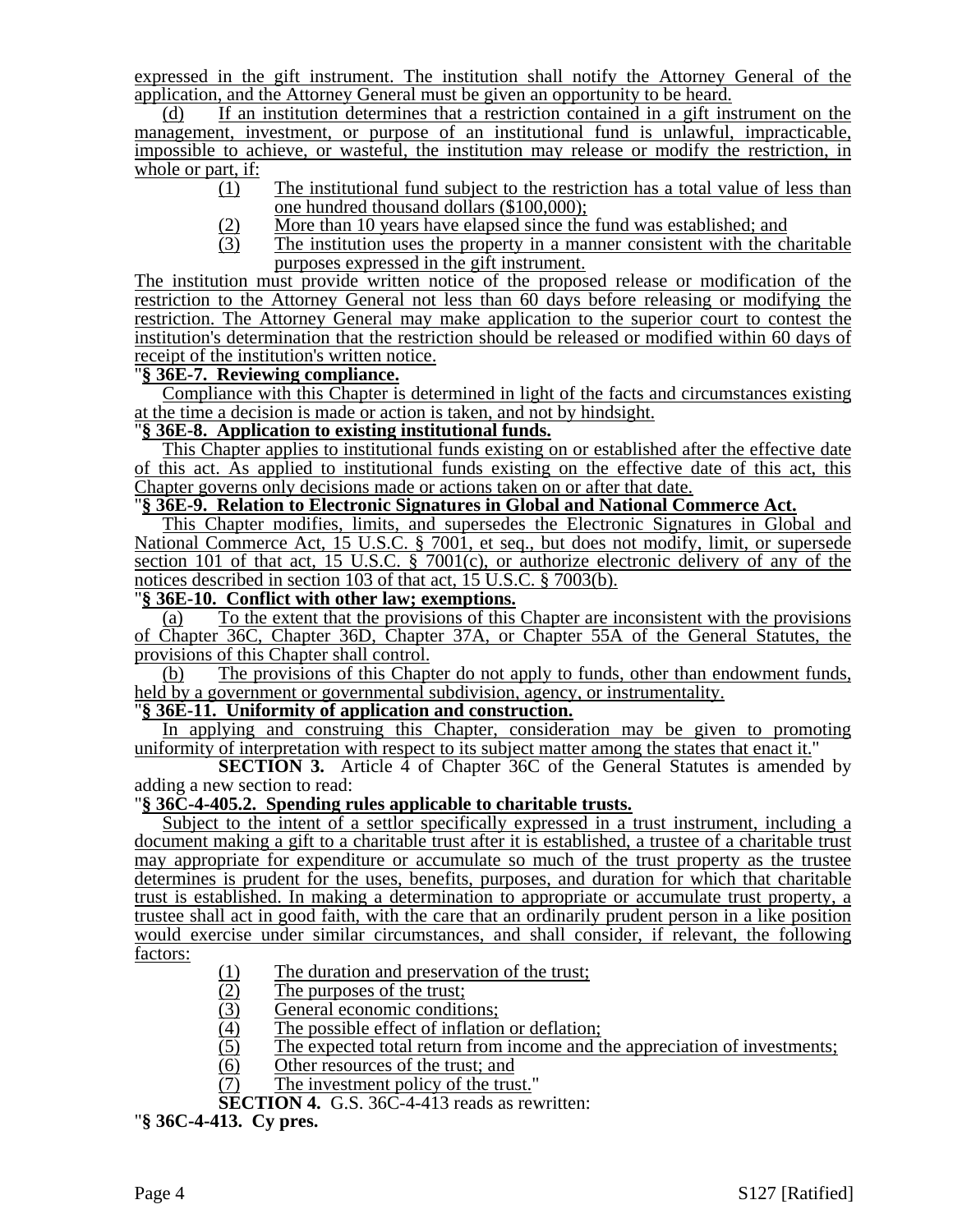expressed in the gift instrument. The institution shall notify the Attorney General of the application, and the Attorney General must be given an opportunity to be heard.

(d) If an institution determines that a restriction contained in a gift instrument on the management, investment, or purpose of an institutional fund is unlawful, impracticable, impossible to achieve, or wasteful, the institution may release or modify the restriction, in whole or part, if:

(1) The institutional fund subject to the restriction has a total value of less than one hundred thousand dollars ($100,000);
(2) More than 10 years have elapsed since the fund was established; and
(3) The institution uses the property in a manner consistent with the charitable purposes expressed in the gift instrument.

The institution must provide written notice of the proposed release or modification of the restriction to the Attorney General not less than 60 days before releasing or modifying the restriction. The Attorney General may make application to the superior court to contest the institution's determination that the restriction should be released or modified within 60 days of receipt of the institution's written notice.

"**§ 36E-7. Reviewing compliance.**

Compliance with this Chapter is determined in light of the facts and circumstances existing at the time a decision is made or action is taken, and not by hindsight.

"**§ 36E-8. Application to existing institutional funds.**

This Chapter applies to institutional funds existing on or established after the effective date of this act. As applied to institutional funds existing on the effective date of this act, this Chapter governs only decisions made or actions taken on or after that date.

"**§ 36E-9. Relation to Electronic Signatures in Global and National Commerce Act.**

This Chapter modifies, limits, and supersedes the Electronic Signatures in Global and National Commerce Act, 15 U.S.C. § 7001, et seq., but does not modify, limit, or supersede section 101 of that act, 15 U.S.C. § 7001(c), or authorize electronic delivery of any of the notices described in section 103 of that act, 15 U.S.C. § 7003(b).

"**§ 36E-10. Conflict with other law; exemptions.**

(a) To the extent that the provisions of this Chapter are inconsistent with the provisions of Chapter 36C, Chapter 36D, Chapter 37A, or Chapter 55A of the General Statutes, the provisions of this Chapter shall control.

(b) The provisions of this Chapter do not apply to funds, other than endowment funds, held by a government or governmental subdivision, agency, or instrumentality.

"**§ 36E-11. Uniformity of application and construction.**

In applying and construing this Chapter, consideration may be given to promoting uniformity of interpretation with respect to its subject matter among the states that enact it."

**SECTION 3.** Article 4 of Chapter 36C of the General Statutes is amended by adding a new section to read:

"**§ 36C-4-405.2. Spending rules applicable to charitable trusts.**

Subject to the intent of a settlor specifically expressed in a trust instrument, including a document making a gift to a charitable trust after it is established, a trustee of a charitable trust may appropriate for expenditure or accumulate so much of the trust property as the trustee determines is prudent for the uses, benefits, purposes, and duration for which that charitable trust is established. In making a determination to appropriate or accumulate trust property, a trustee shall act in good faith, with the care that an ordinarily prudent person in a like position would exercise under similar circumstances, and shall consider, if relevant, the following factors:

(1) The duration and preservation of the trust;
(2) The purposes of the trust;
(3) General economic conditions;
(4) The possible effect of inflation or deflation;
(5) The expected total return from income and the appreciation of investments;
(6) Other resources of the trust; and
(7) The investment policy of the trust."

**SECTION 4.** G.S. 36C-4-413 reads as rewritten:

"**§ 36C-4-413. Cy pres.**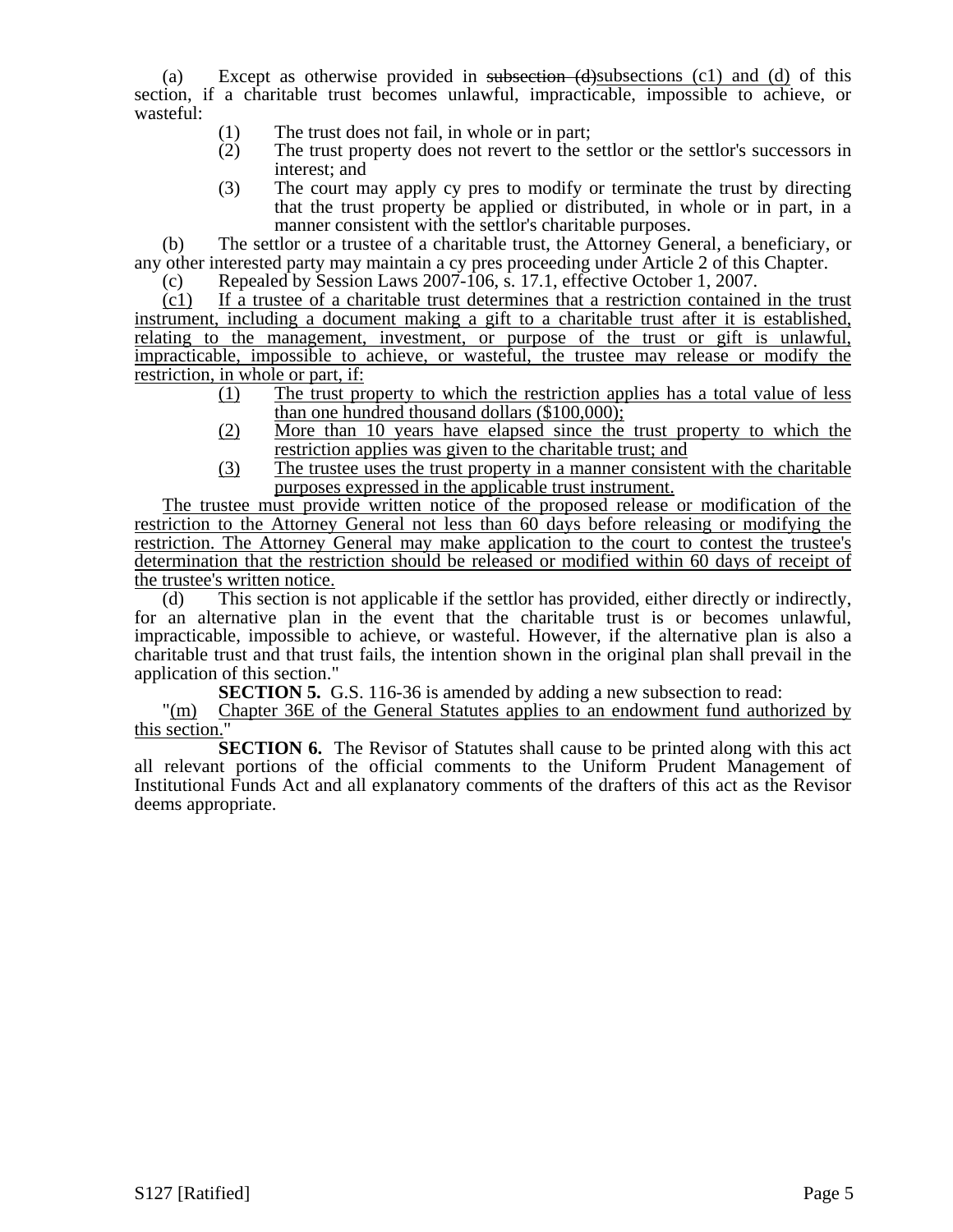(a) Except as otherwise provided in ~~subsection (d)~~subsections (c1) and (d) of this section, if a charitable trust becomes unlawful, impracticable, impossible to achieve, or wasteful:

(1) The trust does not fail, in whole or in part;

(2) The trust property does not revert to the settlor or the settlor's successors in interest; and

(3) The court may apply cy pres to modify or terminate the trust by directing that the trust property be applied or distributed, in whole or in part, in a manner consistent with the settlor's charitable purposes.

(b) The settlor or a trustee of a charitable trust, the Attorney General, a beneficiary, or any other interested party may maintain a cy pres proceeding under Article 2 of this Chapter.

(c) Repealed by Session Laws 2007-106, s. 17.1, effective October 1, 2007.

(c1) If a trustee of a charitable trust determines that a restriction contained in the trust instrument, including a document making a gift to a charitable trust after it is established, relating to the management, investment, or purpose of the trust or gift is unlawful, impracticable, impossible to achieve, or wasteful, the trustee may release or modify the restriction, in whole or part, if:

(1) The trust property to which the restriction applies has a total value of less than one hundred thousand dollars ($100,000);

(2) More than 10 years have elapsed since the trust property to which the restriction applies was given to the charitable trust; and

(3) The trustee uses the trust property in a manner consistent with the charitable purposes expressed in the applicable trust instrument.

The trustee must provide written notice of the proposed release or modification of the restriction to the Attorney General not less than 60 days before releasing or modifying the restriction. The Attorney General may make application to the court to contest the trustee's determination that the restriction should be released or modified within 60 days of receipt of the trustee's written notice.

(d) This section is not applicable if the settlor has provided, either directly or indirectly, for an alternative plan in the event that the charitable trust is or becomes unlawful, impracticable, impossible to achieve, or wasteful. However, if the alternative plan is also a charitable trust and that trust fails, the intention shown in the original plan shall prevail in the application of this section."

**SECTION 5.** G.S. 116-36 is amended by adding a new subsection to read:

"(m) Chapter 36E of the General Statutes applies to an endowment fund authorized by this section."

**SECTION 6.** The Revisor of Statutes shall cause to be printed along with this act all relevant portions of the official comments to the Uniform Prudent Management of Institutional Funds Act and all explanatory comments of the drafters of this act as the Revisor deems appropriate.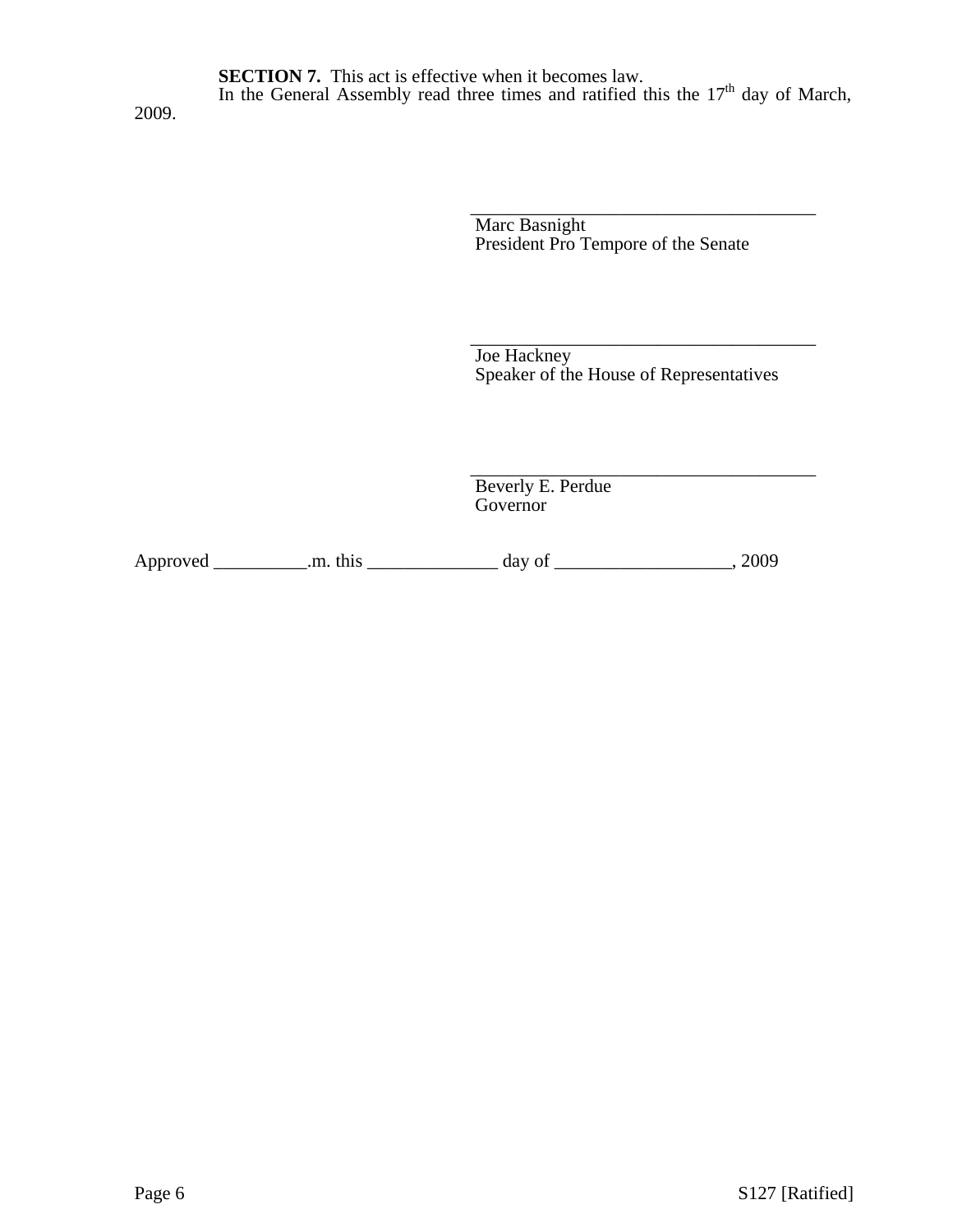**SECTION 7.** This act is effective when it becomes law.

In the General Assembly read three times and ratified this the 17th day of March, 2009.

\_\_\_\_\_\_\_\_\_\_\_\_\_\_\_\_\_\_\_\_\_\_\_\_\_\_\_\_\_\_\_\_\_\_\_\_\_\_

Marc Basnight
President Pro Tempore of the Senate

\_\_\_\_\_\_\_\_\_\_\_\_\_\_\_\_\_\_\_\_\_\_\_\_\_\_\_\_\_\_\_\_\_\_\_\_\_\_

Joe Hackney
Speaker of the House of Representatives

\_\_\_\_\_\_\_\_\_\_\_\_\_\_\_\_\_\_\_\_\_\_\_\_\_\_\_\_\_\_\_\_\_\_\_\_\_\_

Beverly E. Perdue
Governor

Approved \_\_\_\_\_\_\_\_\_\_.m. this \_\_\_\_\_\_\_\_\_\_\_\_\_\_ day of \_\_\_\_\_\_\_\_\_\_\_\_\_\_\_\_\_\_\_, 2009